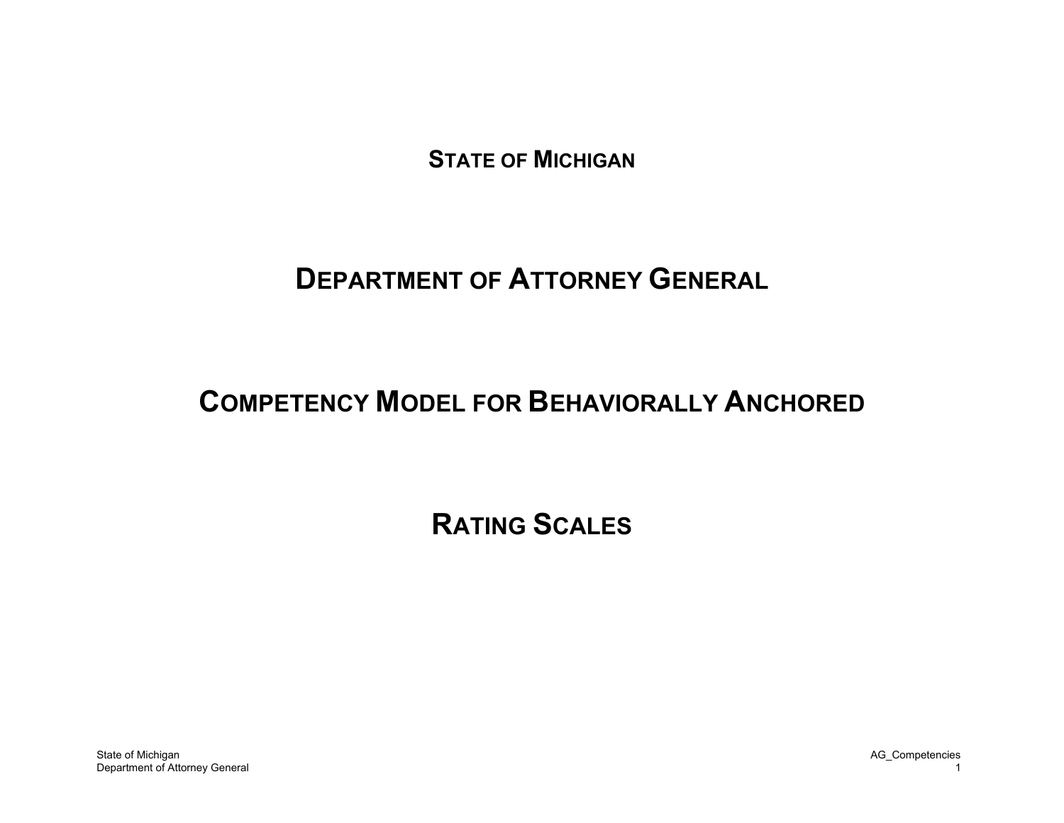# STATE OF MICHIGAN

# DEPARTMENT OF ATTORNEY GENERAL

# COMPETENCY MODEL FOR BEHAVIORALLY ANCHORED

# RATING SCALES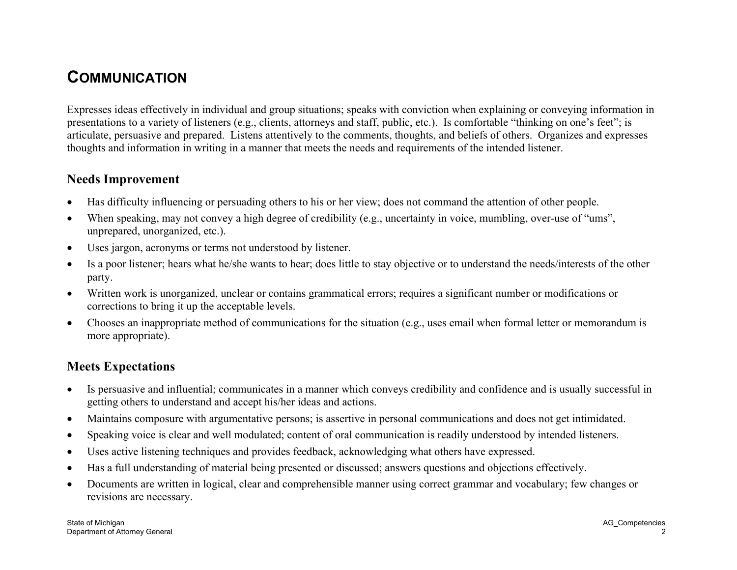# COMMUNICATION

Expresses ideas effectively in individual and group situations; speaks with conviction when explaining or conveying information in presentations to a variety of listeners (e.g., clients, attorneys and staff, public, etc.). Is comfortable "thinking on one's feet"; is articulate, persuasive and prepared. Listens attentively to the comments, thoughts, and beliefs of others. Organizes and expresses thoughts and information in writing in a manner that meets the needs and requirements of the intended listener.

## Needs Improvement

- Has difficulty influencing or persuading others to his or her view; does not command the attention of other people.
- When speaking, may not convey a high degree of credibility (e.g., uncertainty in voice, mumbling, over-use of "ums", unprepared, unorganized, etc.).
- Uses jargon, acronyms or terms not understood by listener.
- Is a poor listener; hears what he/she wants to hear; does little to stay objective or to understand the needs/interests of the other party.
- Written work is unorganized, unclear or contains grammatical errors; requires a significant number or modifications or corrections to bring it up the acceptable levels.
- Chooses an inappropriate method of communications for the situation (e.g., uses email when formal letter or memorandum is more appropriate).

## Meets Expectations

- Is persuasive and influential; communicates in a manner which conveys credibility and confidence and is usually successful in getting others to understand and accept his/her ideas and actions.
- Maintains composure with argumentative persons; is assertive in personal communications and does not get intimidated.
- Speaking voice is clear and well modulated; content of oral communication is readily understood by intended listeners.
- Uses active listening techniques and provides feedback, acknowledging what others have expressed.
- Has a full understanding of material being presented or discussed; answers questions and objections effectively.
- Documents are written in logical, clear and comprehensible manner using correct grammar and vocabulary; few changes or revisions are necessary.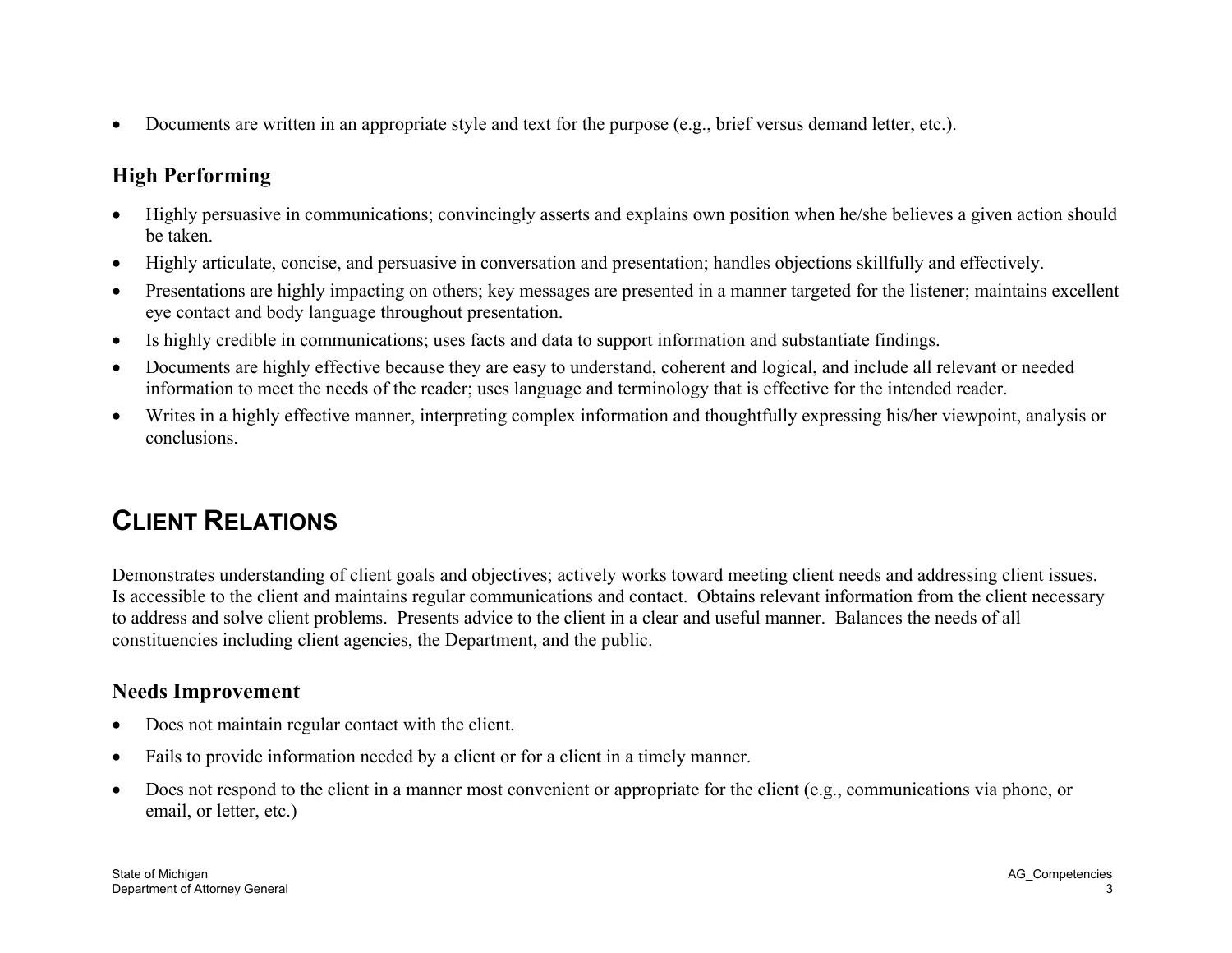- Documents are written in an appropriate style and text for the purpose (e.g., brief versus demand letter, etc.).

### High Performing

- Highly persuasive in communications; convincingly asserts and explains own position when he/she believes a given action should be taken.
- Highly articulate, concise, and persuasive in conversation and presentation; handles objections skillfully and effectively.
- Presentations are highly impacting on others; key messages are presented in a manner targeted for the listener; maintains excellent eye contact and body language throughout presentation.
- Is highly credible in communications; uses facts and data to support information and substantiate findings.
- Documents are highly effective because they are easy to understand, coherent and logical, and include all relevant or needed information to meet the needs of the reader; uses language and terminology that is effective for the intended reader.
- Writes in a highly effective manner, interpreting complex information and thoughtfully expressing his/her viewpoint, analysis or conclusions.

## CLIENT RELATIONS

Demonstrates understanding of client goals and objectives; actively works toward meeting client needs and addressing client issues. Is accessible to the client and maintains regular communications and contact. Obtains relevant information from the client necessary to address and solve client problems. Presents advice to the client in a clear and useful manner. Balances the needs of all constituencies including client agencies, the Department, and the public.

### Needs Improvement

- Does not maintain regular contact with the client.
- Fails to provide information needed by a client or for a client in a timely manner.
- Does not respond to the client in a manner most convenient or appropriate for the client (e.g., communications via phone, or email, or letter, etc.)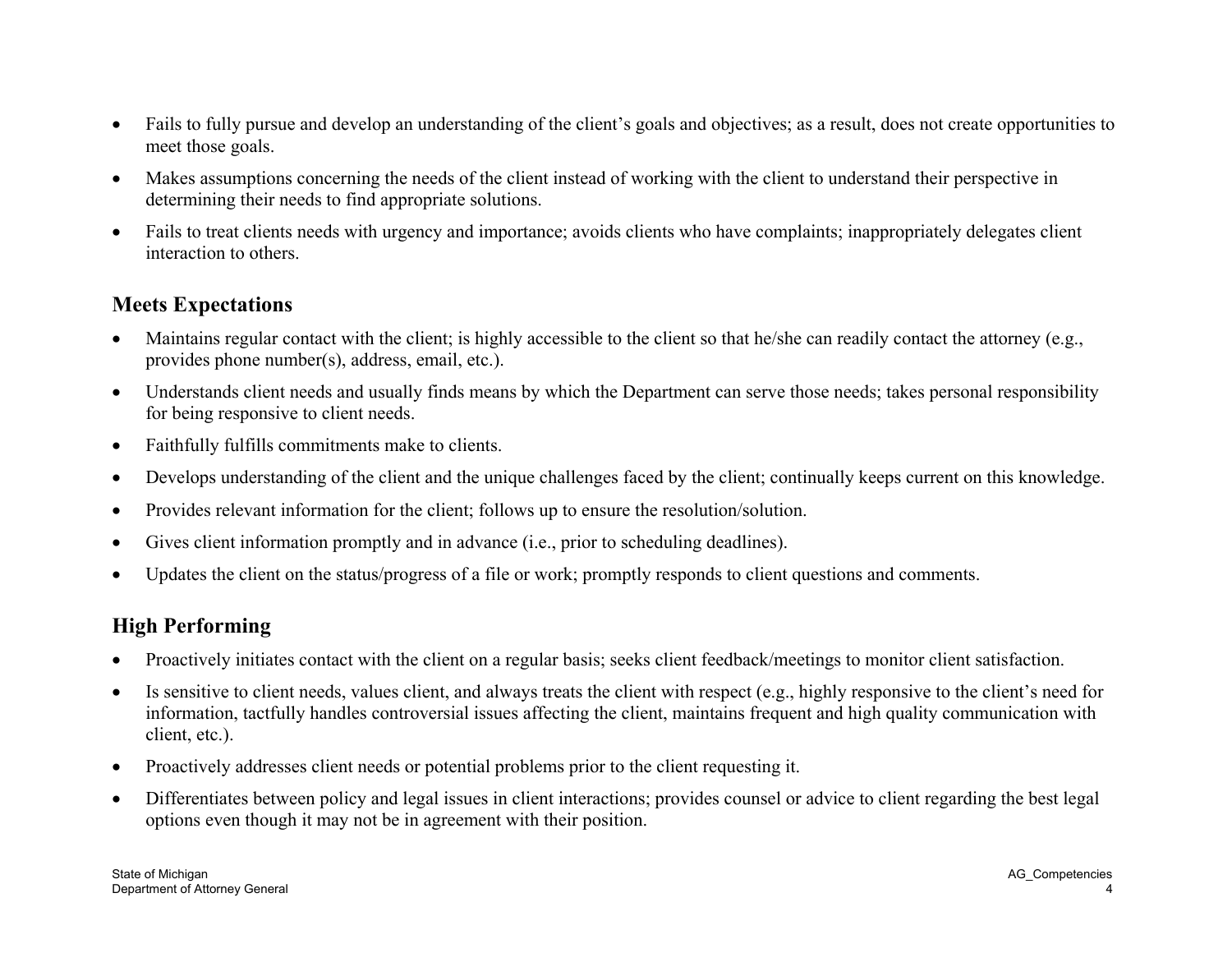- Fails to fully pursue and develop an understanding of the client's goals and objectives; as a result, does not create opportunities to meet those goals.
- Makes assumptions concerning the needs of the client instead of working with the client to understand their perspective in determining their needs to find appropriate solutions.
- Fails to treat clients needs with urgency and importance; avoids clients who have complaints; inappropriately delegates client interaction to others.

## Meets Expectations

- Maintains regular contact with the client; is highly accessible to the client so that he/she can readily contact the attorney (e.g., provides phone number(s), address, email, etc.).
- Understands client needs and usually finds means by which the Department can serve those needs; takes personal responsibility for being responsive to client needs.
- Faithfully fulfills commitments make to clients.
- Develops understanding of the client and the unique challenges faced by the client; continually keeps current on this knowledge.
- Provides relevant information for the client; follows up to ensure the resolution/solution.
- Gives client information promptly and in advance (i.e., prior to scheduling deadlines).
- Updates the client on the status/progress of a file or work; promptly responds to client questions and comments.

## High Performing

- Proactively initiates contact with the client on a regular basis; seeks client feedback/meetings to monitor client satisfaction.
- Is sensitive to client needs, values client, and always treats the client with respect (e.g., highly responsive to the client's need for information, tactfully handles controversial issues affecting the client, maintains frequent and high quality communication with client, etc.).
- Proactively addresses client needs or potential problems prior to the client requesting it.
- Differentiates between policy and legal issues in client interactions; provides counsel or advice to client regarding the best legal options even though it may not be in agreement with their position.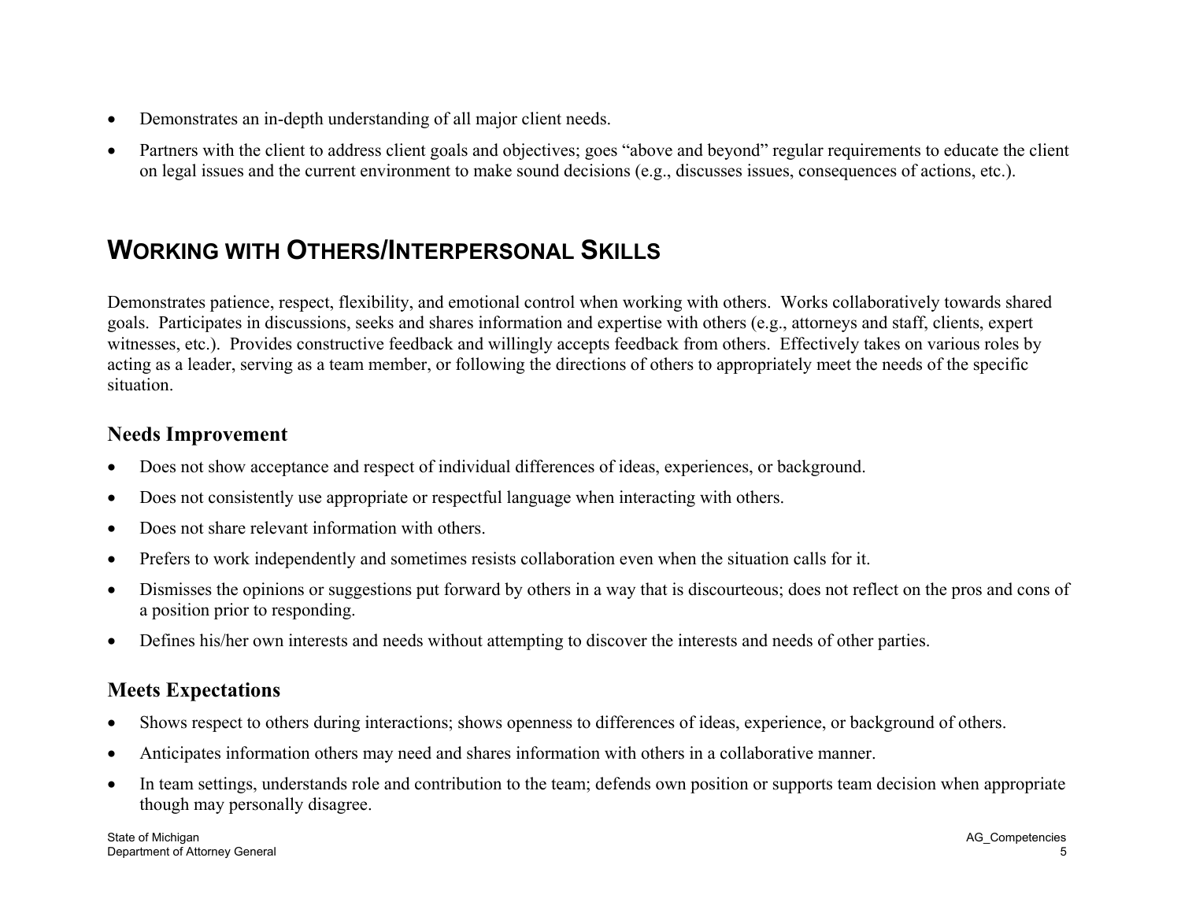- Demonstrates an in-depth understanding of all major client needs.
- Partners with the client to address client goals and objectives; goes "above and beyond" regular requirements to educate the client on legal issues and the current environment to make sound decisions (e.g., discusses issues, consequences of actions, etc.).

## Working with Others/Interpersonal Skills

Demonstrates patience, respect, flexibility, and emotional control when working with others. Works collaboratively towards shared goals. Participates in discussions, seeks and shares information and expertise with others (e.g., attorneys and staff, clients, expert witnesses, etc.). Provides constructive feedback and willingly accepts feedback from others. Effectively takes on various roles by acting as a leader, serving as a team member, or following the directions of others to appropriately meet the needs of the specific situation.

### Needs Improvement

- Does not show acceptance and respect of individual differences of ideas, experiences, or background.
- Does not consistently use appropriate or respectful language when interacting with others.
- Does not share relevant information with others.
- Prefers to work independently and sometimes resists collaboration even when the situation calls for it.
- Dismisses the opinions or suggestions put forward by others in a way that is discourteous; does not reflect on the pros and cons of a position prior to responding.
- Defines his/her own interests and needs without attempting to discover the interests and needs of other parties.

### Meets Expectations

- Shows respect to others during interactions; shows openness to differences of ideas, experience, or background of others.
- Anticipates information others may need and shares information with others in a collaborative manner.
- In team settings, understands role and contribution to the team; defends own position or supports team decision when appropriate though may personally disagree.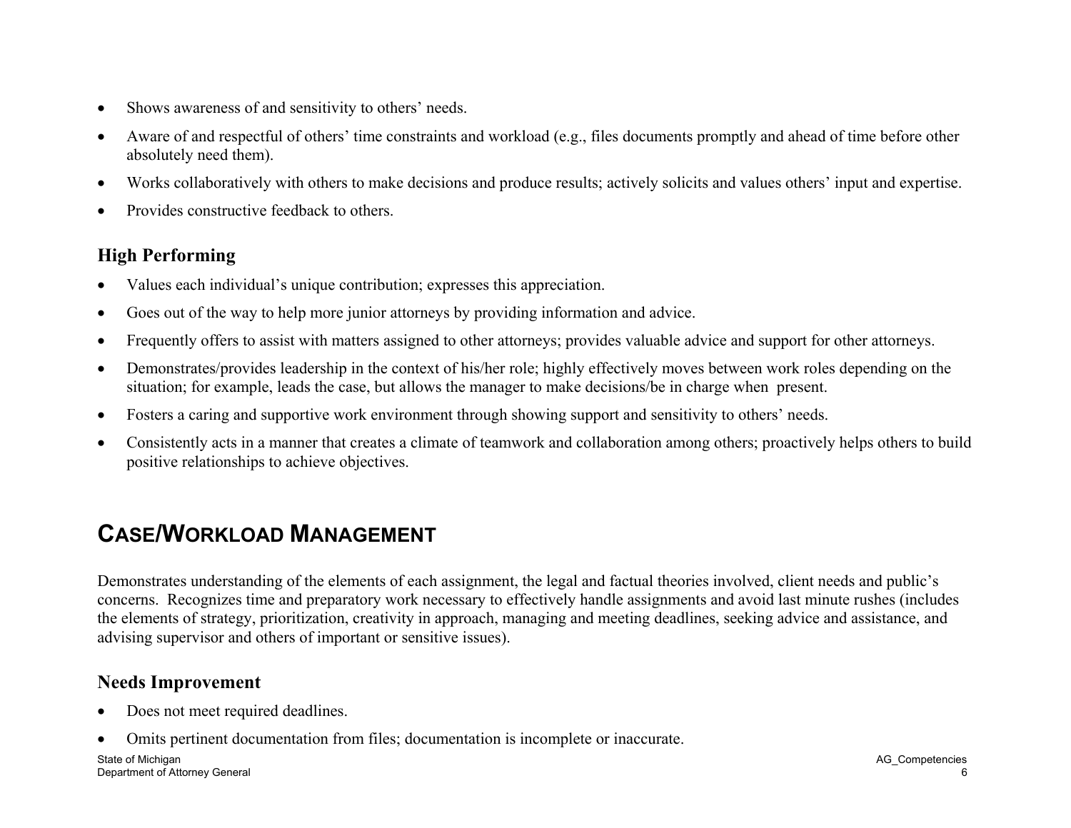- Shows awareness of and sensitivity to others' needs.
- Aware of and respectful of others' time constraints and workload (e.g., files documents promptly and ahead of time before other absolutely need them).
- Works collaboratively with others to make decisions and produce results; actively solicits and values others' input and expertise.
- Provides constructive feedback to others.

### High Performing

- Values each individual's unique contribution; expresses this appreciation.
- Goes out of the way to help more junior attorneys by providing information and advice.
- Frequently offers to assist with matters assigned to other attorneys; provides valuable advice and support for other attorneys.
- Demonstrates/provides leadership in the context of his/her role; highly effectively moves between work roles depending on the situation; for example, leads the case, but allows the manager to make decisions/be in charge when present.
- Fosters a caring and supportive work environment through showing support and sensitivity to others' needs.
- Consistently acts in a manner that creates a climate of teamwork and collaboration among others; proactively helps others to build positive relationships to achieve objectives.

## CASE/WORKLOAD MANAGEMENT

Demonstrates understanding of the elements of each assignment, the legal and factual theories involved, client needs and public's concerns. Recognizes time and preparatory work necessary to effectively handle assignments and avoid last minute rushes (includes the elements of strategy, prioritization, creativity in approach, managing and meeting deadlines, seeking advice and assistance, and advising supervisor and others of important or sensitive issues).

### Needs Improvement

- Does not meet required deadlines.
- Omits pertinent documentation from files; documentation is incomplete or inaccurate.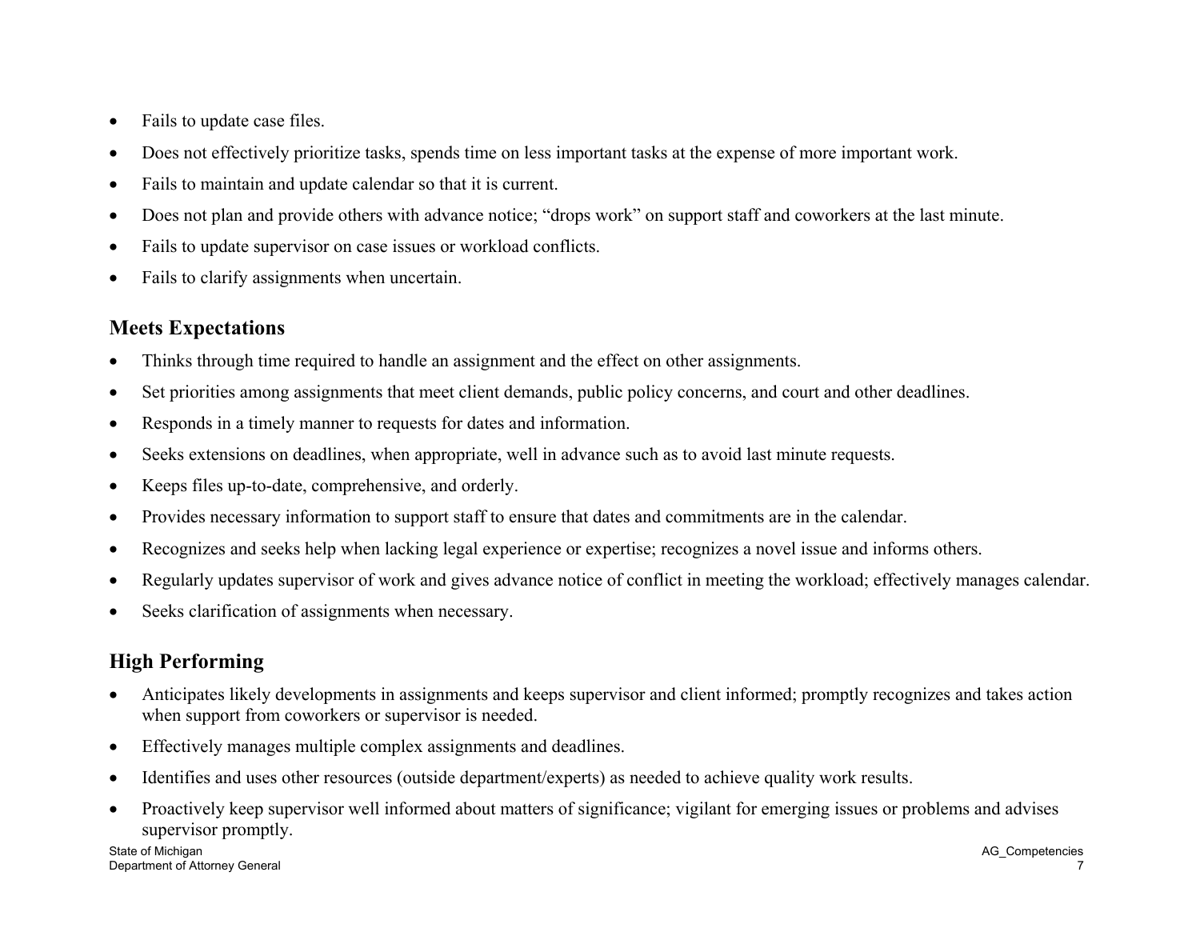- Fails to update case files.
- Does not effectively prioritize tasks, spends time on less important tasks at the expense of more important work.
- Fails to maintain and update calendar so that it is current.
- Does not plan and provide others with advance notice; “drops work” on support staff and coworkers at the last minute.
- Fails to update supervisor on case issues or workload conflicts.
- Fails to clarify assignments when uncertain.

## Meets Expectations

- Thinks through time required to handle an assignment and the effect on other assignments.
- Set priorities among assignments that meet client demands, public policy concerns, and court and other deadlines.
- Responds in a timely manner to requests for dates and information.
- Seeks extensions on deadlines, when appropriate, well in advance such as to avoid last minute requests.
- Keeps files up-to-date, comprehensive, and orderly.
- Provides necessary information to support staff to ensure that dates and commitments are in the calendar.
- Recognizes and seeks help when lacking legal experience or expertise; recognizes a novel issue and informs others.
- Regularly updates supervisor of work and gives advance notice of conflict in meeting the workload; effectively manages calendar.
- Seeks clarification of assignments when necessary.

## High Performing

- Anticipates likely developments in assignments and keeps supervisor and client informed; promptly recognizes and takes action when support from coworkers or supervisor is needed.
- Effectively manages multiple complex assignments and deadlines.
- Identifies and uses other resources (outside department/experts) as needed to achieve quality work results.
- Proactively keep supervisor well informed about matters of significance; vigilant for emerging issues or problems and advises supervisor promptly.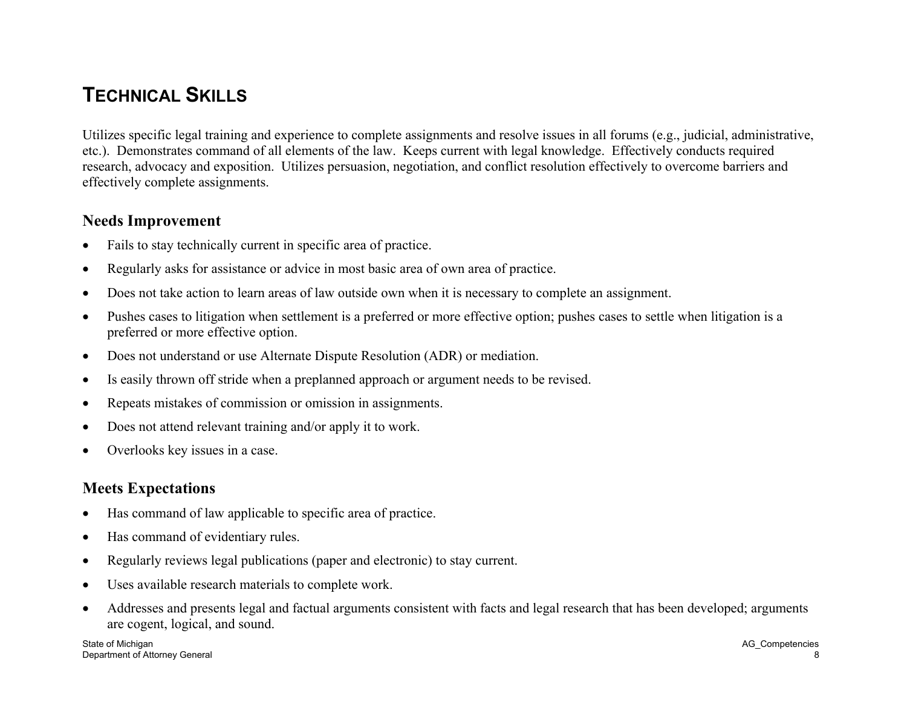# TECHNICAL SKILLS

Utilizes specific legal training and experience to complete assignments and resolve issues in all forums (e.g., judicial, administrative, etc.). Demonstrates command of all elements of the law. Keeps current with legal knowledge. Effectively conducts required research, advocacy and exposition. Utilizes persuasion, negotiation, and conflict resolution effectively to overcome barriers and effectively complete assignments.

## Needs Improvement

- Fails to stay technically current in specific area of practice.
- Regularly asks for assistance or advice in most basic area of own area of practice.
- Does not take action to learn areas of law outside own when it is necessary to complete an assignment.
- Pushes cases to litigation when settlement is a preferred or more effective option; pushes cases to settle when litigation is a preferred or more effective option.
- Does not understand or use Alternate Dispute Resolution (ADR) or mediation.
- Is easily thrown off stride when a preplanned approach or argument needs to be revised.
- Repeats mistakes of commission or omission in assignments.
- Does not attend relevant training and/or apply it to work.
- Overlooks key issues in a case.

## Meets Expectations

- Has command of law applicable to specific area of practice.
- Has command of evidentiary rules.
- Regularly reviews legal publications (paper and electronic) to stay current.
- Uses available research materials to complete work.
- Addresses and presents legal and factual arguments consistent with facts and legal research that has been developed; arguments are cogent, logical, and sound.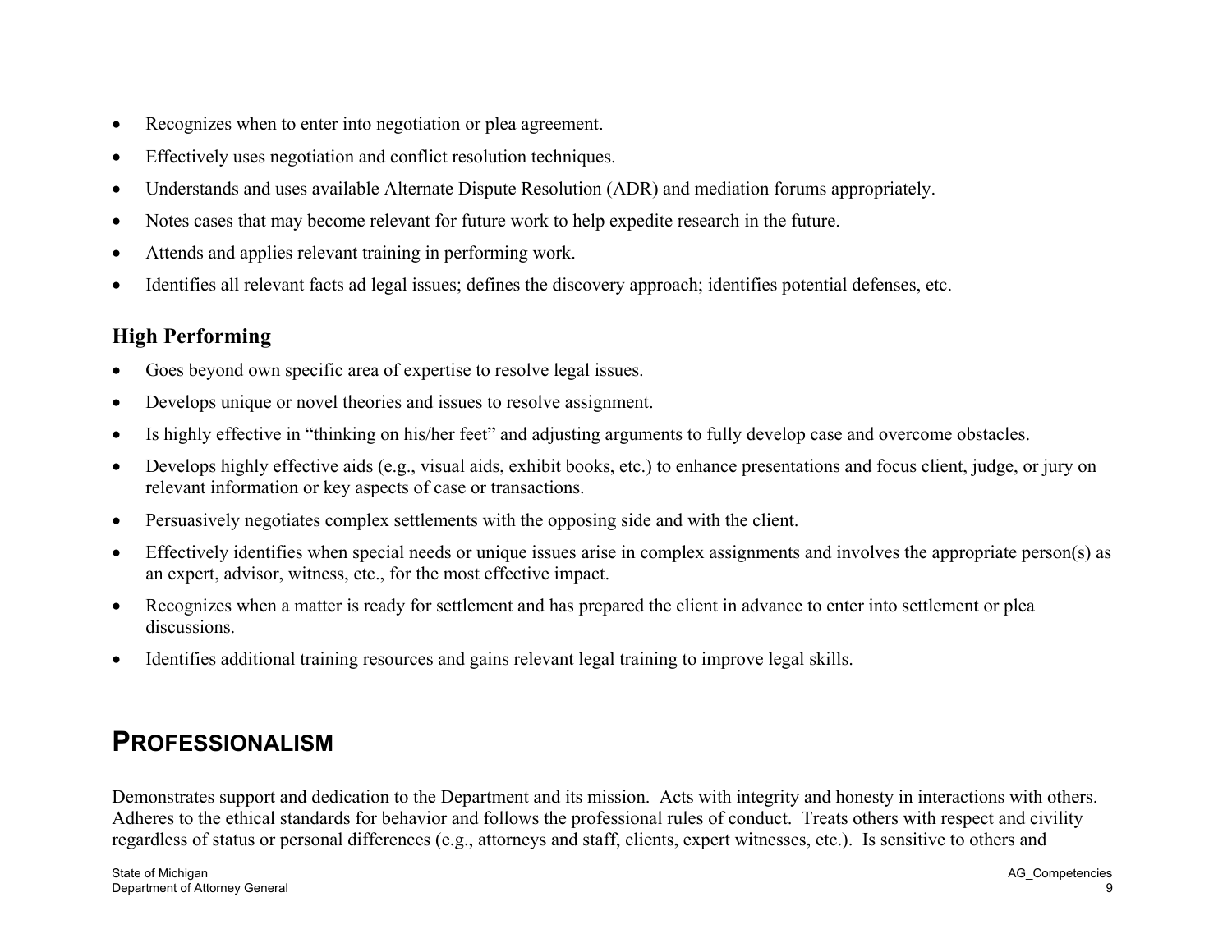- Recognizes when to enter into negotiation or plea agreement.
- Effectively uses negotiation and conflict resolution techniques.
- Understands and uses available Alternate Dispute Resolution (ADR) and mediation forums appropriately.
- Notes cases that may become relevant for future work to help expedite research in the future.
- Attends and applies relevant training in performing work.
- Identifies all relevant facts ad legal issues; defines the discovery approach; identifies potential defenses, etc.

### High Performing

- Goes beyond own specific area of expertise to resolve legal issues.
- Develops unique or novel theories and issues to resolve assignment.
- Is highly effective in "thinking on his/her feet" and adjusting arguments to fully develop case and overcome obstacles.
- Develops highly effective aids (e.g., visual aids, exhibit books, etc.) to enhance presentations and focus client, judge, or jury on relevant information or key aspects of case or transactions.
- Persuasively negotiates complex settlements with the opposing side and with the client.
- Effectively identifies when special needs or unique issues arise in complex assignments and involves the appropriate person(s) as an expert, advisor, witness, etc., for the most effective impact.
- Recognizes when a matter is ready for settlement and has prepared the client in advance to enter into settlement or plea discussions.
- Identifies additional training resources and gains relevant legal training to improve legal skills.

## PROFESSIONALISM

Demonstrates support and dedication to the Department and its mission. Acts with integrity and honesty in interactions with others. Adheres to the ethical standards for behavior and follows the professional rules of conduct. Treats others with respect and civility regardless of status or personal differences (e.g., attorneys and staff, clients, expert witnesses, etc.). Is sensitive to others and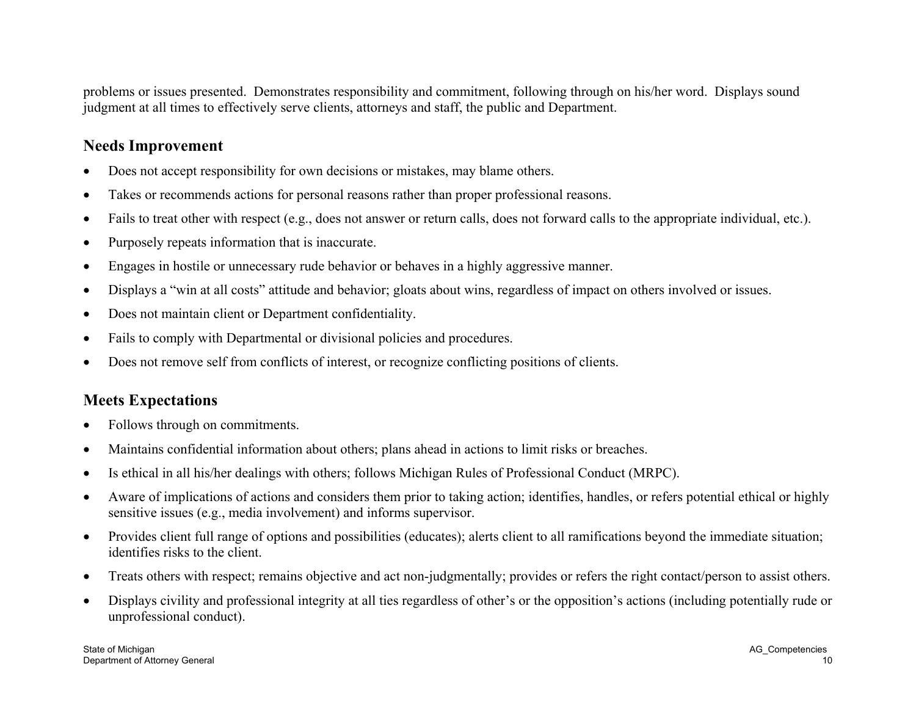problems or issues presented. Demonstrates responsibility and commitment, following through on his/her word. Displays sound judgment at all times to effectively serve clients, attorneys and staff, the public and Department.

## Needs Improvement

- Does not accept responsibility for own decisions or mistakes, may blame others.
- Takes or recommends actions for personal reasons rather than proper professional reasons.
- Fails to treat other with respect (e.g., does not answer or return calls, does not forward calls to the appropriate individual, etc.).
- Purposely repeats information that is inaccurate.
- Engages in hostile or unnecessary rude behavior or behaves in a highly aggressive manner.
- Displays a "win at all costs" attitude and behavior; gloats about wins, regardless of impact on others involved or issues.
- Does not maintain client or Department confidentiality.
- Fails to comply with Departmental or divisional policies and procedures.
- Does not remove self from conflicts of interest, or recognize conflicting positions of clients.

## Meets Expectations

- Follows through on commitments.
- Maintains confidential information about others; plans ahead in actions to limit risks or breaches.
- Is ethical in all his/her dealings with others; follows Michigan Rules of Professional Conduct (MRPC).
- Aware of implications of actions and considers them prior to taking action; identifies, handles, or refers potential ethical or highly sensitive issues (e.g., media involvement) and informs supervisor.
- Provides client full range of options and possibilities (educates); alerts client to all ramifications beyond the immediate situation; identifies risks to the client.
- Treats others with respect; remains objective and act non-judgmentally; provides or refers the right contact/person to assist others.
- Displays civility and professional integrity at all ties regardless of other's or the opposition's actions (including potentially rude or unprofessional conduct).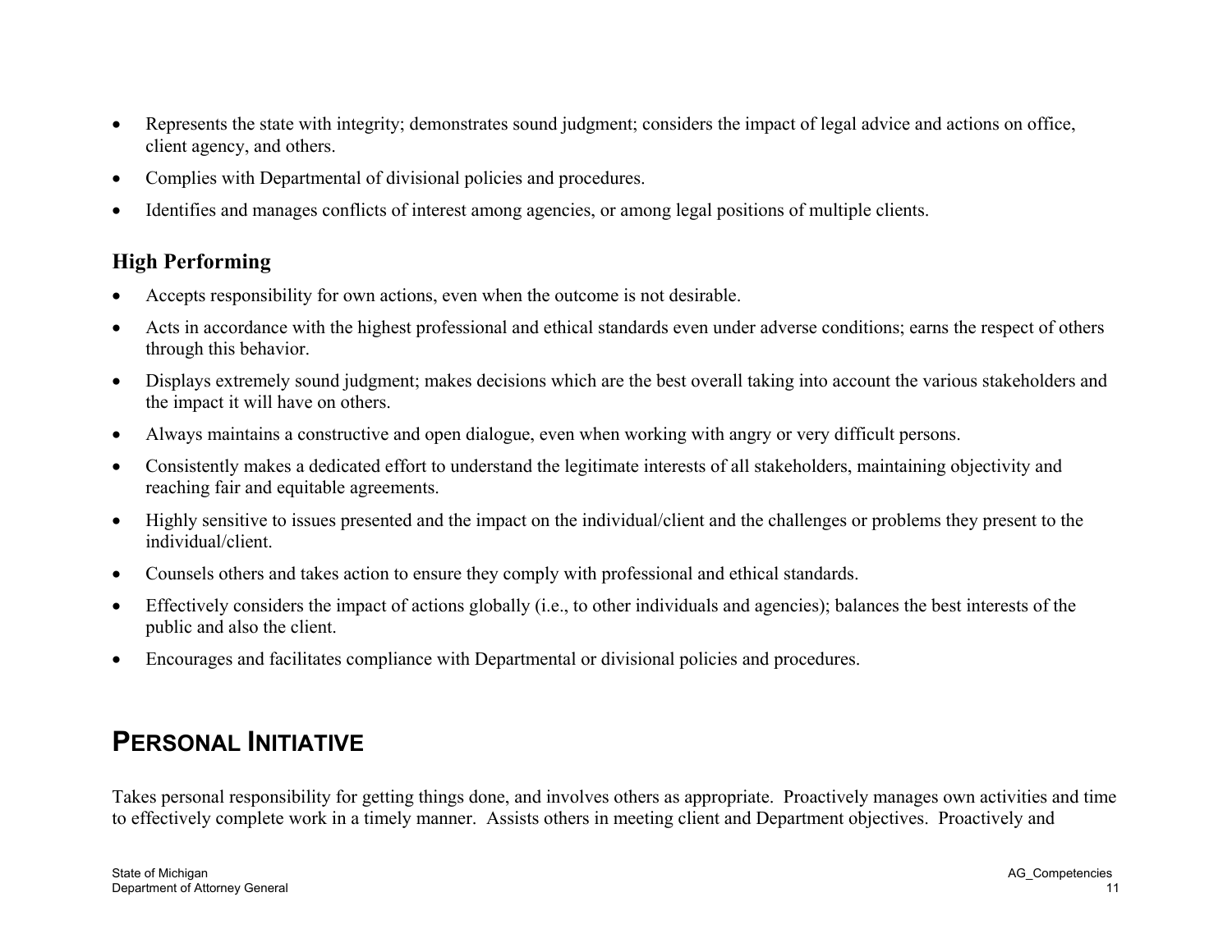- Represents the state with integrity; demonstrates sound judgment; considers the impact of legal advice and actions on office, client agency, and others.
- Complies with Departmental of divisional policies and procedures.
- Identifies and manages conflicts of interest among agencies, or among legal positions of multiple clients.

### High Performing

- Accepts responsibility for own actions, even when the outcome is not desirable.
- Acts in accordance with the highest professional and ethical standards even under adverse conditions; earns the respect of others through this behavior.
- Displays extremely sound judgment; makes decisions which are the best overall taking into account the various stakeholders and the impact it will have on others.
- Always maintains a constructive and open dialogue, even when working with angry or very difficult persons.
- Consistently makes a dedicated effort to understand the legitimate interests of all stakeholders, maintaining objectivity and reaching fair and equitable agreements.
- Highly sensitive to issues presented and the impact on the individual/client and the challenges or problems they present to the individual/client.
- Counsels others and takes action to ensure they comply with professional and ethical standards.
- Effectively considers the impact of actions globally (i.e., to other individuals and agencies); balances the best interests of the public and also the client.
- Encourages and facilitates compliance with Departmental or divisional policies and procedures.

## PERSONAL INITIATIVE

Takes personal responsibility for getting things done, and involves others as appropriate. Proactively manages own activities and time to effectively complete work in a timely manner. Assists others in meeting client and Department objectives. Proactively and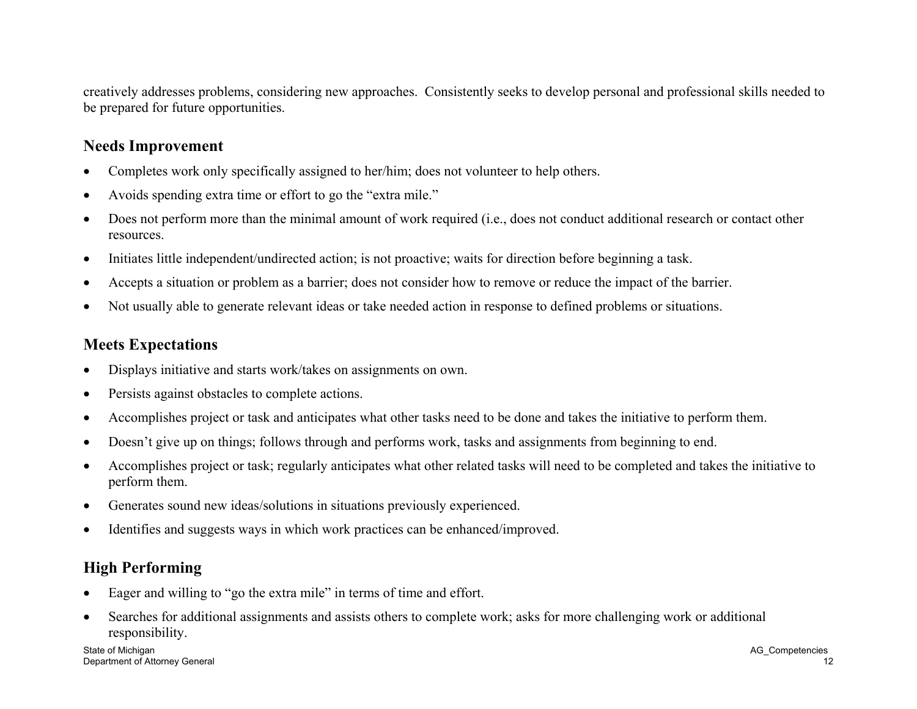creatively addresses problems, considering new approaches. Consistently seeks to develop personal and professional skills needed to be prepared for future opportunities.

## Needs Improvement

- Completes work only specifically assigned to her/him; does not volunteer to help others.
- Avoids spending extra time or effort to go the "extra mile."
- Does not perform more than the minimal amount of work required (i.e., does not conduct additional research or contact other resources.
- Initiates little independent/undirected action; is not proactive; waits for direction before beginning a task.
- Accepts a situation or problem as a barrier; does not consider how to remove or reduce the impact of the barrier.
- Not usually able to generate relevant ideas or take needed action in response to defined problems or situations.

## Meets Expectations

- Displays initiative and starts work/takes on assignments on own.
- Persists against obstacles to complete actions.
- Accomplishes project or task and anticipates what other tasks need to be done and takes the initiative to perform them.
- Doesn't give up on things; follows through and performs work, tasks and assignments from beginning to end.
- Accomplishes project or task; regularly anticipates what other related tasks will need to be completed and takes the initiative to perform them.
- Generates sound new ideas/solutions in situations previously experienced.
- Identifies and suggests ways in which work practices can be enhanced/improved.

## High Performing

- Eager and willing to "go the extra mile" in terms of time and effort.
- Searches for additional assignments and assists others to complete work; asks for more challenging work or additional responsibility.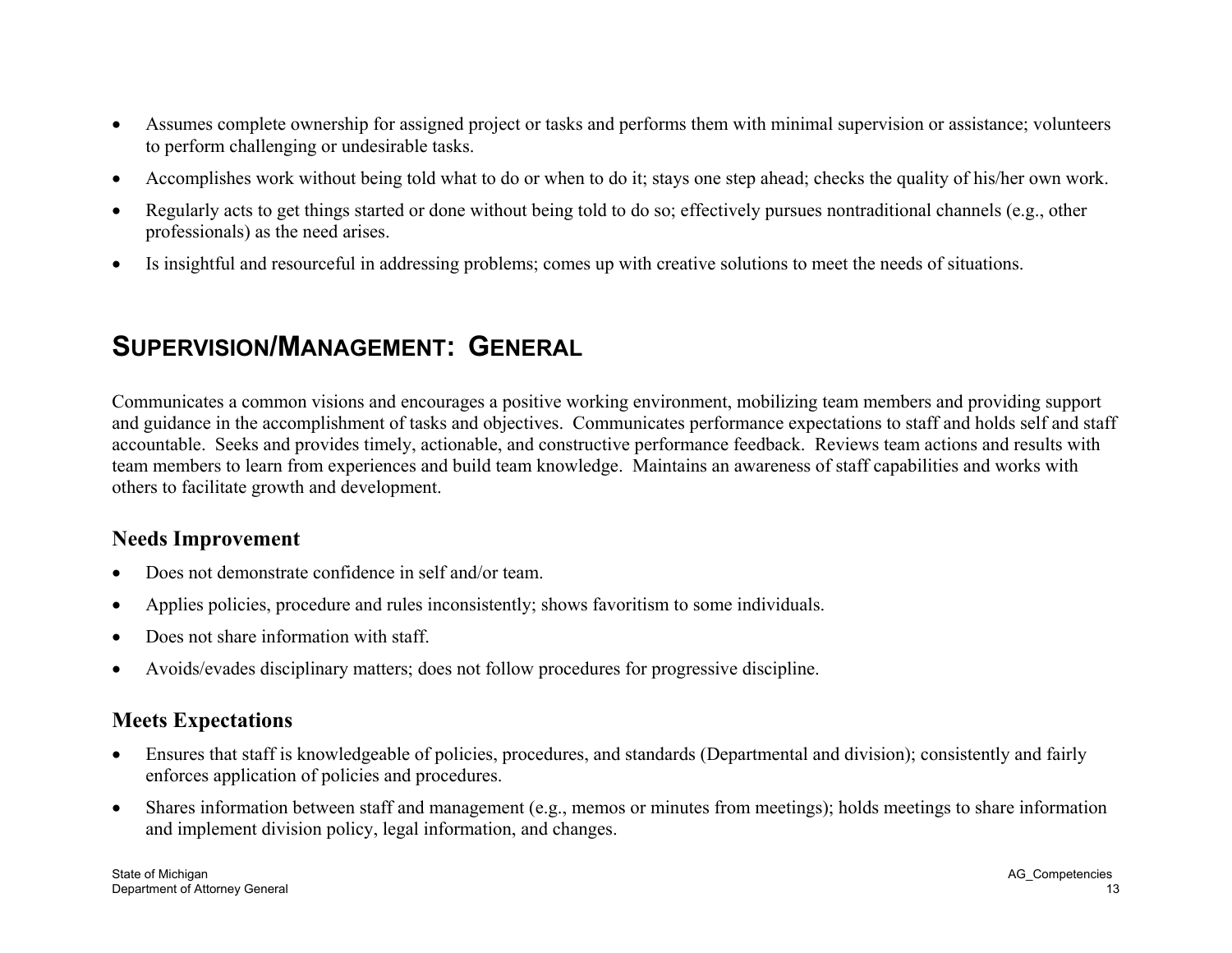- Assumes complete ownership for assigned project or tasks and performs them with minimal supervision or assistance; volunteers to perform challenging or undesirable tasks.
- Accomplishes work without being told what to do or when to do it; stays one step ahead; checks the quality of his/her own work.
- Regularly acts to get things started or done without being told to do so; effectively pursues nontraditional channels (e.g., other professionals) as the need arises.
- Is insightful and resourceful in addressing problems; comes up with creative solutions to meet the needs of situations.

## SUPERVISION/MANAGEMENT: GENERAL

Communicates a common visions and encourages a positive working environment, mobilizing team members and providing support and guidance in the accomplishment of tasks and objectives. Communicates performance expectations to staff and holds self and staff accountable. Seeks and provides timely, actionable, and constructive performance feedback. Reviews team actions and results with team members to learn from experiences and build team knowledge. Maintains an awareness of staff capabilities and works with others to facilitate growth and development.

### Needs Improvement

- Does not demonstrate confidence in self and/or team.
- Applies policies, procedure and rules inconsistently; shows favoritism to some individuals.
- Does not share information with staff.
- Avoids/evades disciplinary matters; does not follow procedures for progressive discipline.

### Meets Expectations

- Ensures that staff is knowledgeable of policies, procedures, and standards (Departmental and division); consistently and fairly enforces application of policies and procedures.
- Shares information between staff and management (e.g., memos or minutes from meetings); holds meetings to share information and implement division policy, legal information, and changes.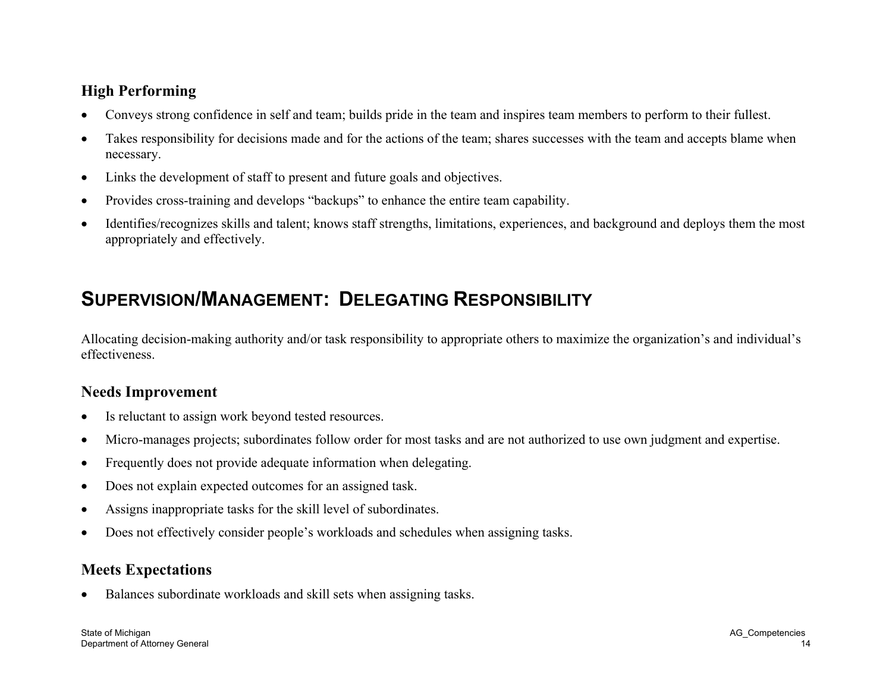### High Performing

- Conveys strong confidence in self and team; builds pride in the team and inspires team members to perform to their fullest.
- Takes responsibility for decisions made and for the actions of the team; shares successes with the team and accepts blame when necessary.
- Links the development of staff to present and future goals and objectives.
- Provides cross-training and develops "backups" to enhance the entire team capability.
- Identifies/recognizes skills and talent; knows staff strengths, limitations, experiences, and background and deploys them the most appropriately and effectively.

## SUPERVISION/MANAGEMENT: DELEGATING RESPONSIBILITY

Allocating decision-making authority and/or task responsibility to appropriate others to maximize the organization's and individual's effectiveness.

### Needs Improvement

- Is reluctant to assign work beyond tested resources.
- Micro-manages projects; subordinates follow order for most tasks and are not authorized to use own judgment and expertise.
- Frequently does not provide adequate information when delegating.
- Does not explain expected outcomes for an assigned task.
- Assigns inappropriate tasks for the skill level of subordinates.
- Does not effectively consider people's workloads and schedules when assigning tasks.

### Meets Expectations

- Balances subordinate workloads and skill sets when assigning tasks.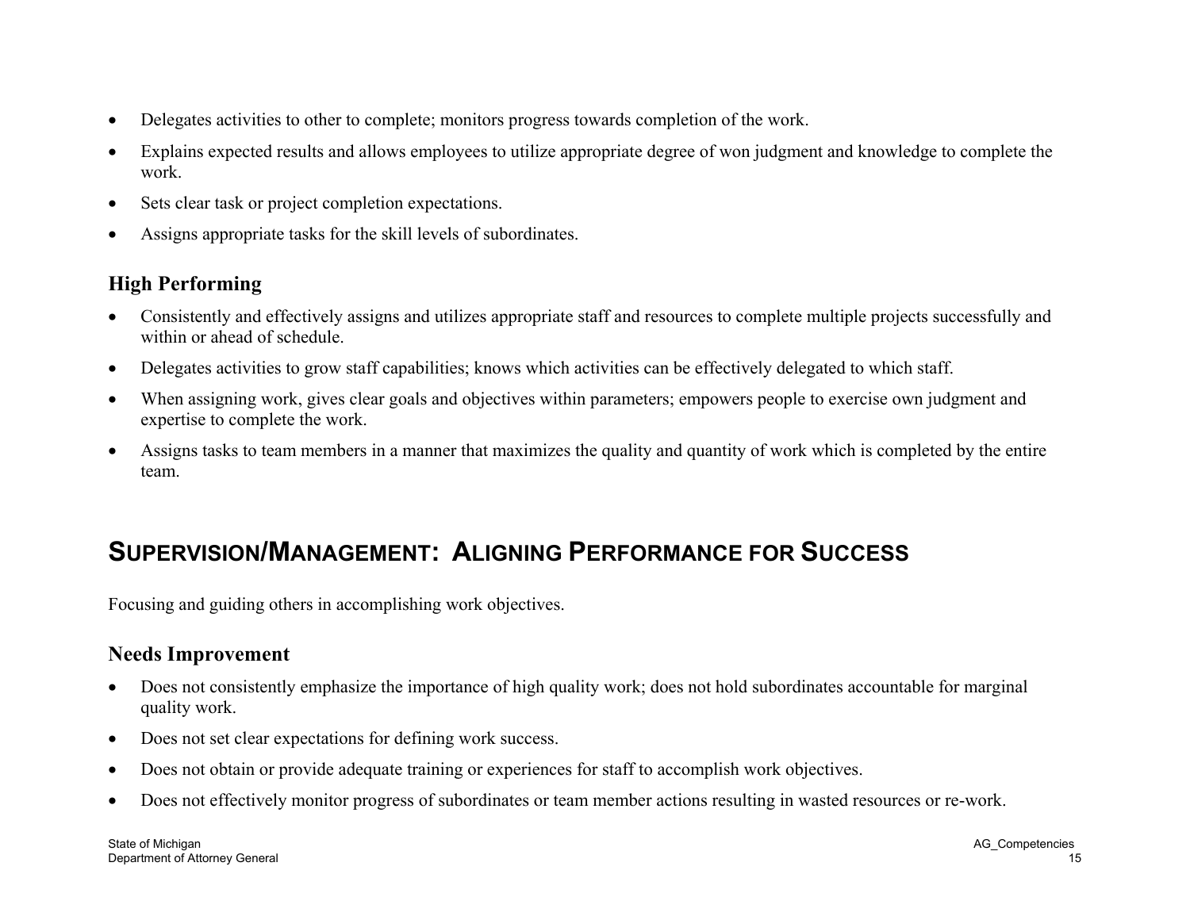- Delegates activities to other to complete; monitors progress towards completion of the work.
- Explains expected results and allows employees to utilize appropriate degree of won judgment and knowledge to complete the work.
- Sets clear task or project completion expectations.
- Assigns appropriate tasks for the skill levels of subordinates.

### High Performing

- Consistently and effectively assigns and utilizes appropriate staff and resources to complete multiple projects successfully and within or ahead of schedule.
- Delegates activities to grow staff capabilities; knows which activities can be effectively delegated to which staff.
- When assigning work, gives clear goals and objectives within parameters; empowers people to exercise own judgment and expertise to complete the work.
- Assigns tasks to team members in a manner that maximizes the quality and quantity of work which is completed by the entire team.

## SUPERVISION/MANAGEMENT: ALIGNING PERFORMANCE FOR SUCCESS

Focusing and guiding others in accomplishing work objectives.

### Needs Improvement

- Does not consistently emphasize the importance of high quality work; does not hold subordinates accountable for marginal quality work.
- Does not set clear expectations for defining work success.
- Does not obtain or provide adequate training or experiences for staff to accomplish work objectives.
- Does not effectively monitor progress of subordinates or team member actions resulting in wasted resources or re-work.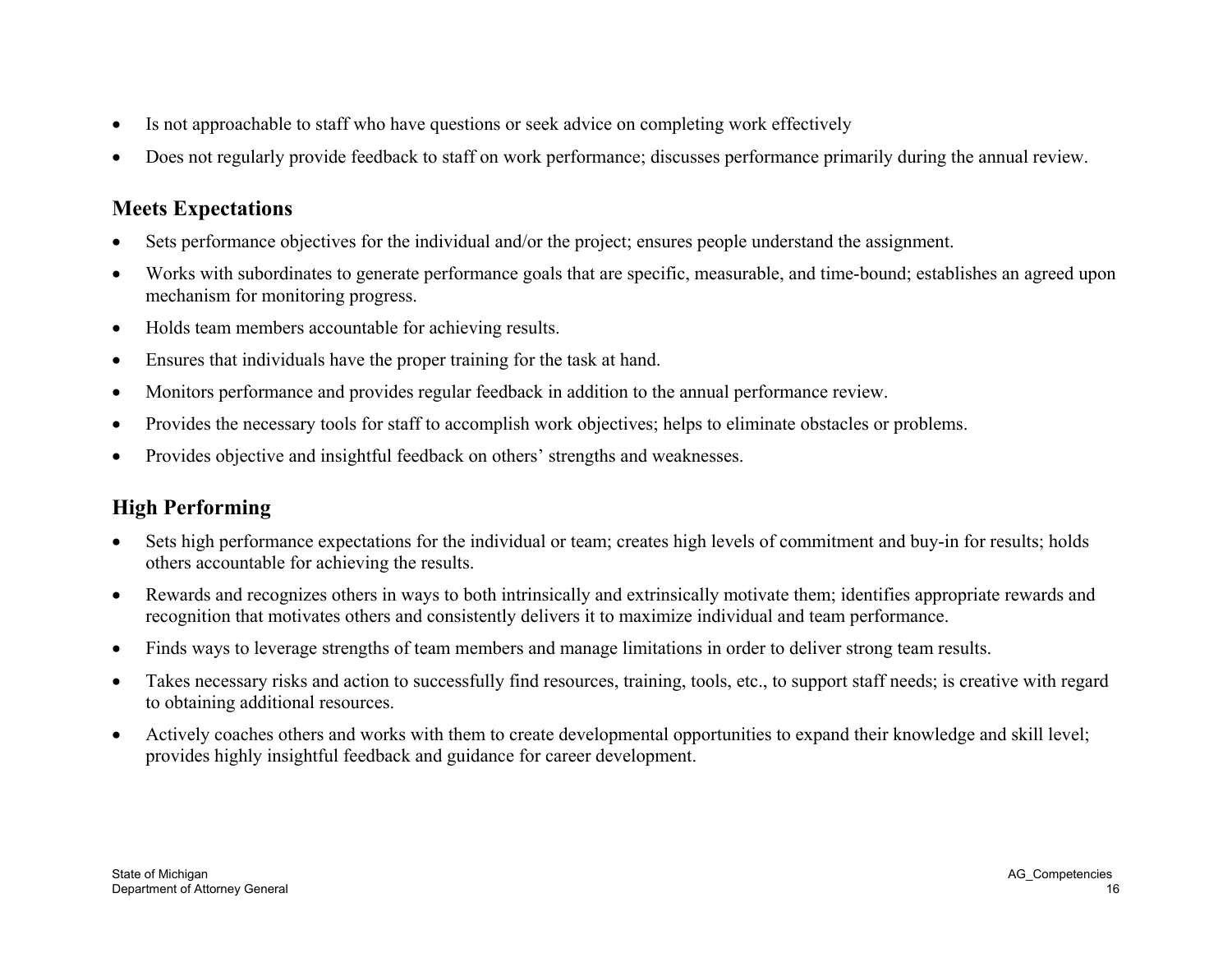- Is not approachable to staff who have questions or seek advice on completing work effectively
- Does not regularly provide feedback to staff on work performance; discusses performance primarily during the annual review.

## Meets Expectations

- Sets performance objectives for the individual and/or the project; ensures people understand the assignment.
- Works with subordinates to generate performance goals that are specific, measurable, and time-bound; establishes an agreed upon mechanism for monitoring progress.
- Holds team members accountable for achieving results.
- Ensures that individuals have the proper training for the task at hand.
- Monitors performance and provides regular feedback in addition to the annual performance review.
- Provides the necessary tools for staff to accomplish work objectives; helps to eliminate obstacles or problems.
- Provides objective and insightful feedback on others' strengths and weaknesses.

## High Performing

- Sets high performance expectations for the individual or team; creates high levels of commitment and buy-in for results; holds others accountable for achieving the results.
- Rewards and recognizes others in ways to both intrinsically and extrinsically motivate them; identifies appropriate rewards and recognition that motivates others and consistently delivers it to maximize individual and team performance.
- Finds ways to leverage strengths of team members and manage limitations in order to deliver strong team results.
- Takes necessary risks and action to successfully find resources, training, tools, etc., to support staff needs; is creative with regard to obtaining additional resources.
- Actively coaches others and works with them to create developmental opportunities to expand their knowledge and skill level; provides highly insightful feedback and guidance for career development.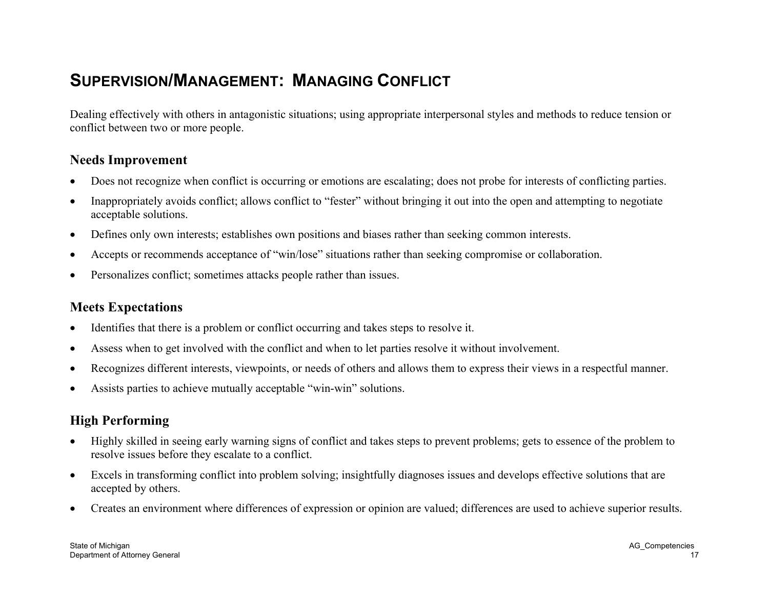# SUPERVISION/MANAGEMENT: MANAGING CONFLICT

Dealing effectively with others in antagonistic situations; using appropriate interpersonal styles and methods to reduce tension or conflict between two or more people.

## Needs Improvement

- Does not recognize when conflict is occurring or emotions are escalating; does not probe for interests of conflicting parties.
- Inappropriately avoids conflict; allows conflict to "fester" without bringing it out into the open and attempting to negotiate acceptable solutions.
- Defines only own interests; establishes own positions and biases rather than seeking common interests.
- Accepts or recommends acceptance of "win/lose" situations rather than seeking compromise or collaboration.
- Personalizes conflict; sometimes attacks people rather than issues.

## Meets Expectations

- Identifies that there is a problem or conflict occurring and takes steps to resolve it.
- Assess when to get involved with the conflict and when to let parties resolve it without involvement.
- Recognizes different interests, viewpoints, or needs of others and allows them to express their views in a respectful manner.
- Assists parties to achieve mutually acceptable "win-win" solutions.

## High Performing

- Highly skilled in seeing early warning signs of conflict and takes steps to prevent problems; gets to essence of the problem to resolve issues before they escalate to a conflict.
- Excels in transforming conflict into problem solving; insightfully diagnoses issues and develops effective solutions that are accepted by others.
- Creates an environment where differences of expression or opinion are valued; differences are used to achieve superior results.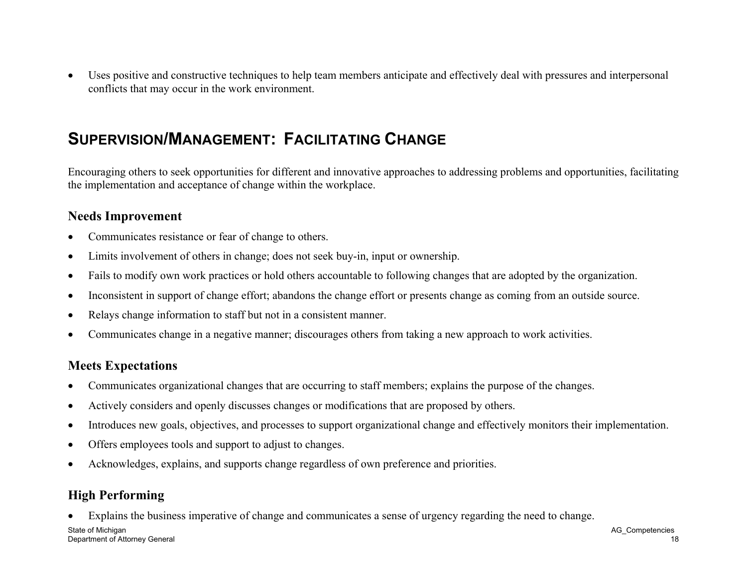- Uses positive and constructive techniques to help team members anticipate and effectively deal with pressures and interpersonal conflicts that may occur in the work environment.

## SUPERVISION/MANAGEMENT: FACILITATING CHANGE

Encouraging others to seek opportunities for different and innovative approaches to addressing problems and opportunities, facilitating the implementation and acceptance of change within the workplace.

### Needs Improvement

- Communicates resistance or fear of change to others.
- Limits involvement of others in change; does not seek buy-in, input or ownership.
- Fails to modify own work practices or hold others accountable to following changes that are adopted by the organization.
- Inconsistent in support of change effort; abandons the change effort or presents change as coming from an outside source.
- Relays change information to staff but not in a consistent manner.
- Communicates change in a negative manner; discourages others from taking a new approach to work activities.

### Meets Expectations

- Communicates organizational changes that are occurring to staff members; explains the purpose of the changes.
- Actively considers and openly discusses changes or modifications that are proposed by others.
- Introduces new goals, objectives, and processes to support organizational change and effectively monitors their implementation.
- Offers employees tools and support to adjust to changes.
- Acknowledges, explains, and supports change regardless of own preference and priorities.

### High Performing

- Explains the business imperative of change and communicates a sense of urgency regarding the need to change.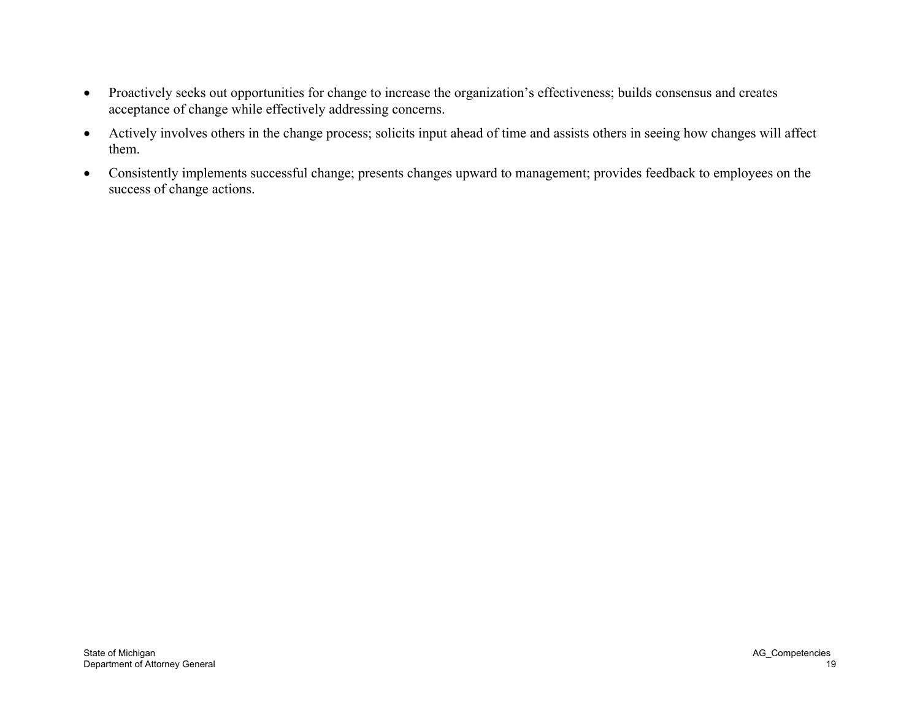- Proactively seeks out opportunities for change to increase the organization's effectiveness; builds consensus and creates acceptance of change while effectively addressing concerns.
- Actively involves others in the change process; solicits input ahead of time and assists others in seeing how changes will affect them.
- Consistently implements successful change; presents changes upward to management; provides feedback to employees on the success of change actions.